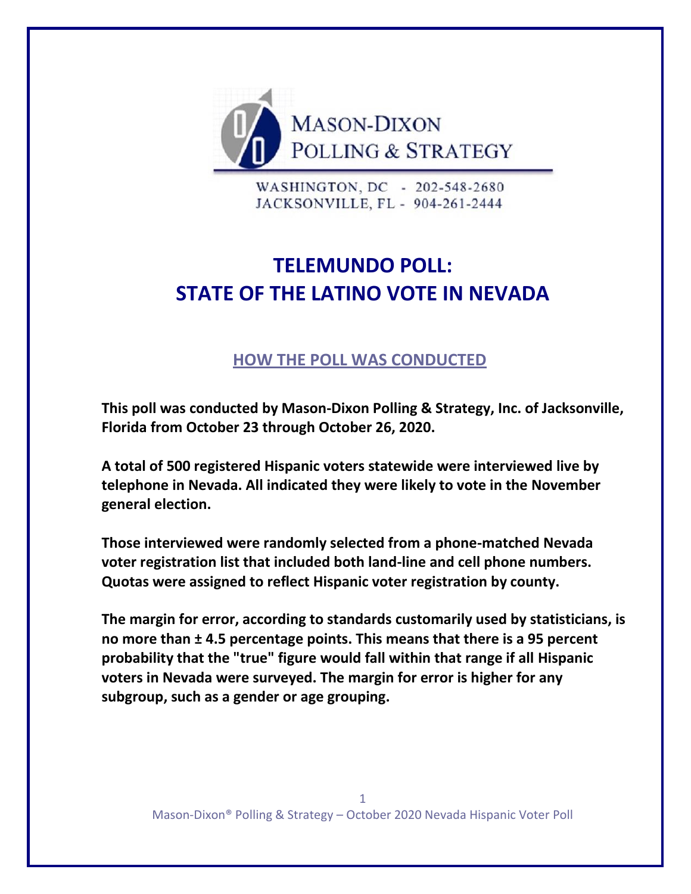MASON-DIXON
POLLING & STRATEGY

WASHINGTON, DC - 202-548-2680
JACKSONVILLE, FL - 904-261-2444

# TELEMUNDO POLL: STATE OF THE LATINO VOTE IN NEVADA

## HOW THE POLL WAS CONDUCTED

**This poll was conducted by Mason-Dixon Polling & Strategy, Inc. of Jacksonville, Florida from October 23 through October 26, 2020.**

**A total of 500 registered Hispanic voters statewide were interviewed live by telephone in Nevada. All indicated they were likely to vote in the November general election.**

**Those interviewed were randomly selected from a phone-matched Nevada voter registration list that included both land-line and cell phone numbers. Quotas were assigned to reflect Hispanic voter registration by county.**

**The margin for error, according to standards customarily used by statisticians, is no more than ± 4.5 percentage points. This means that there is a 95 percent probability that the "true" figure would fall within that range if all Hispanic voters in Nevada were surveyed. The margin for error is higher for any subgroup, such as a gender or age grouping.**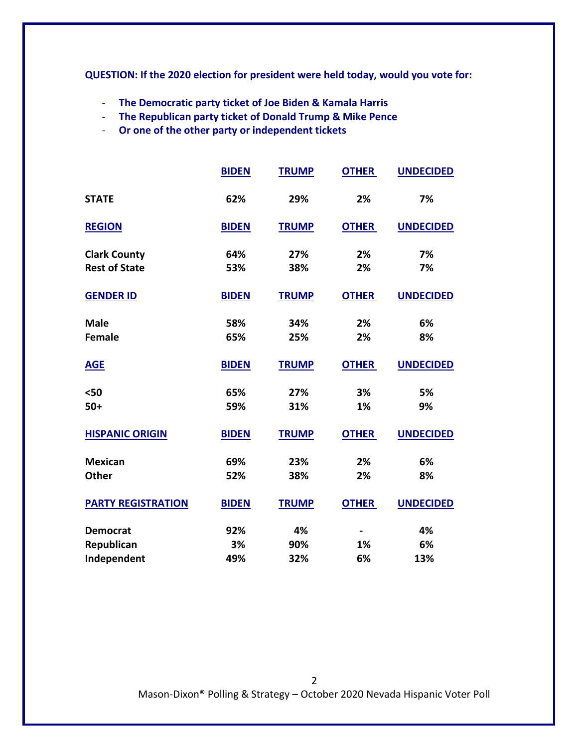**QUESTION: If the 2020 election for president were held today, would you vote for:**

- **The Democratic party ticket of Joe Biden & Kamala Harris**
- **The Republican party ticket of Donald Trump & Mike Pence**
- **Or one of the other party or independent tickets**

| | BIDEN | TRUMP | OTHER | UNDECIDED |
|---|---|---|---|---|
| **STATE** | 62% | 29% | 2% | 7% |
| **REGION** | **BIDEN** | **TRUMP** | **OTHER** | **UNDECIDED** |
| Clark County | 64% | 27% | 2% | 7% |
| Rest of State | 53% | 38% | 2% | 7% |
| **GENDER ID** | **BIDEN** | **TRUMP** | **OTHER** | **UNDECIDED** |
| Male | 58% | 34% | 2% | 6% |
| Female | 65% | 25% | 2% | 8% |
| **AGE** | **BIDEN** | **TRUMP** | **OTHER** | **UNDECIDED** |
| <50 | 65% | 27% | 3% | 5% |
| 50+ | 59% | 31% | 1% | 9% |
| **HISPANIC ORIGIN** | **BIDEN** | **TRUMP** | **OTHER** | **UNDECIDED** |
| Mexican | 69% | 23% | 2% | 6% |
| Other | 52% | 38% | 2% | 8% |
| **PARTY REGISTRATION** | **BIDEN** | **TRUMP** | **OTHER** | **UNDECIDED** |
| Democrat | 92% | 4% | - | 4% |
| Republican | 3% | 90% | 1% | 6% |
| Independent | 49% | 32% | 6% | 13% |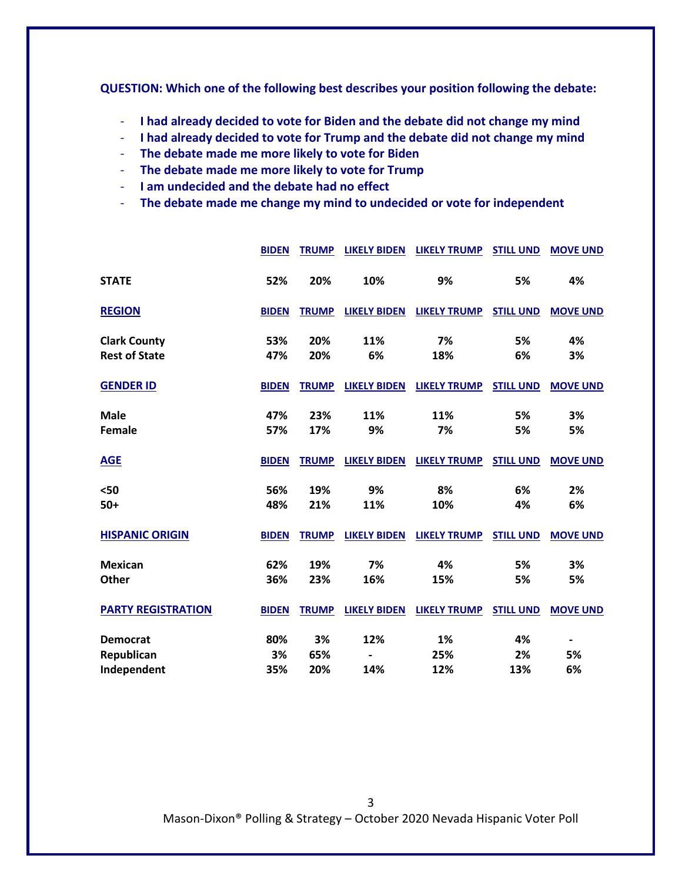**QUESTION: Which one of the following best describes your position following the debate:**

- **I had already decided to vote for Biden and the debate did not change my mind**
- **I had already decided to vote for Trump and the debate did not change my mind**
- **The debate made me more likely to vote for Biden**
- **The debate made me more likely to vote for Trump**
- **I am undecided and the debate had no effect**
- **The debate made me change my mind to undecided or vote for independent**

| | BIDEN | TRUMP | LIKELY BIDEN | LIKELY TRUMP | STILL UND | MOVE UND |
|---|---|---|---|---|---|---|
| **STATE** | 52% | 20% | 10% | 9% | 5% | 4% |
| **REGION** | **BIDEN** | **TRUMP** | **LIKELY BIDEN** | **LIKELY TRUMP** | **STILL UND** | **MOVE UND** |
| Clark County | 53% | 20% | 11% | 7% | 5% | 4% |
| Rest of State | 47% | 20% | 6% | 18% | 6% | 3% |
| **GENDER ID** | **BIDEN** | **TRUMP** | **LIKELY BIDEN** | **LIKELY TRUMP** | **STILL UND** | **MOVE UND** |
| Male | 47% | 23% | 11% | 11% | 5% | 3% |
| Female | 57% | 17% | 9% | 7% | 5% | 5% |
| **AGE** | **BIDEN** | **TRUMP** | **LIKELY BIDEN** | **LIKELY TRUMP** | **STILL UND** | **MOVE UND** |
| <50 | 56% | 19% | 9% | 8% | 6% | 2% |
| 50+ | 48% | 21% | 11% | 10% | 4% | 6% |
| **HISPANIC ORIGIN** | **BIDEN** | **TRUMP** | **LIKELY BIDEN** | **LIKELY TRUMP** | **STILL UND** | **MOVE UND** |
| Mexican | 62% | 19% | 7% | 4% | 5% | 3% |
| Other | 36% | 23% | 16% | 15% | 5% | 5% |
| **PARTY REGISTRATION** | **BIDEN** | **TRUMP** | **LIKELY BIDEN** | **LIKELY TRUMP** | **STILL UND** | **MOVE UND** |
| Democrat | 80% | 3% | 12% | 1% | 4% | - |
| Republican | 3% | 65% | - | 25% | 2% | 5% |
| Independent | 35% | 20% | 14% | 12% | 13% | 6% |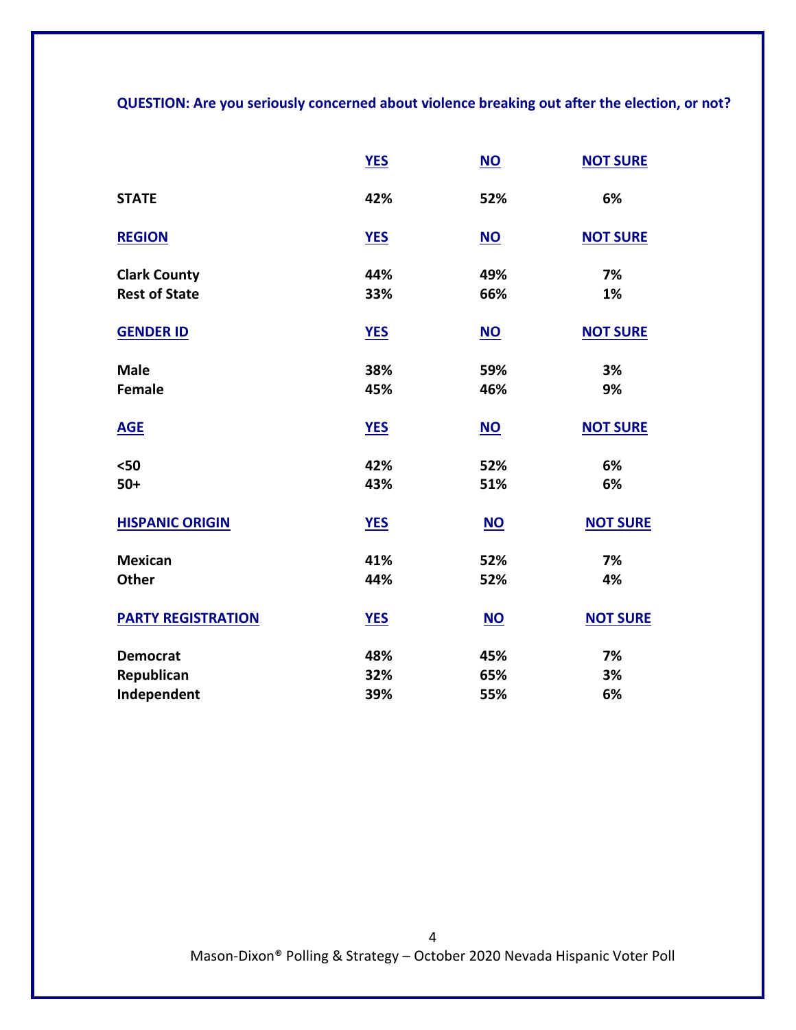**QUESTION: Are you seriously concerned about violence breaking out after the election, or not?**

| | YES | NO | NOT SURE |
|---|---|---|---|
| **STATE** | 42% | 52% | 6% |
| **REGION** | **YES** | **NO** | **NOT SURE** |
| Clark County | 44% | 49% | 7% |
| Rest of State | 33% | 66% | 1% |
| **GENDER ID** | **YES** | **NO** | **NOT SURE** |
| Male | 38% | 59% | 3% |
| Female | 45% | 46% | 9% |
| **AGE** | **YES** | **NO** | **NOT SURE** |
| <50 | 42% | 52% | 6% |
| 50+ | 43% | 51% | 6% |
| **HISPANIC ORIGIN** | **YES** | **NO** | **NOT SURE** |
| Mexican | 41% | 52% | 7% |
| Other | 44% | 52% | 4% |
| **PARTY REGISTRATION** | **YES** | **NO** | **NOT SURE** |
| Democrat | 48% | 45% | 7% |
| Republican | 32% | 65% | 3% |
| Independent | 39% | 55% | 6% |

Mason-Dixon® Polling & Strategy – October 2020 Nevada Hispanic Voter Poll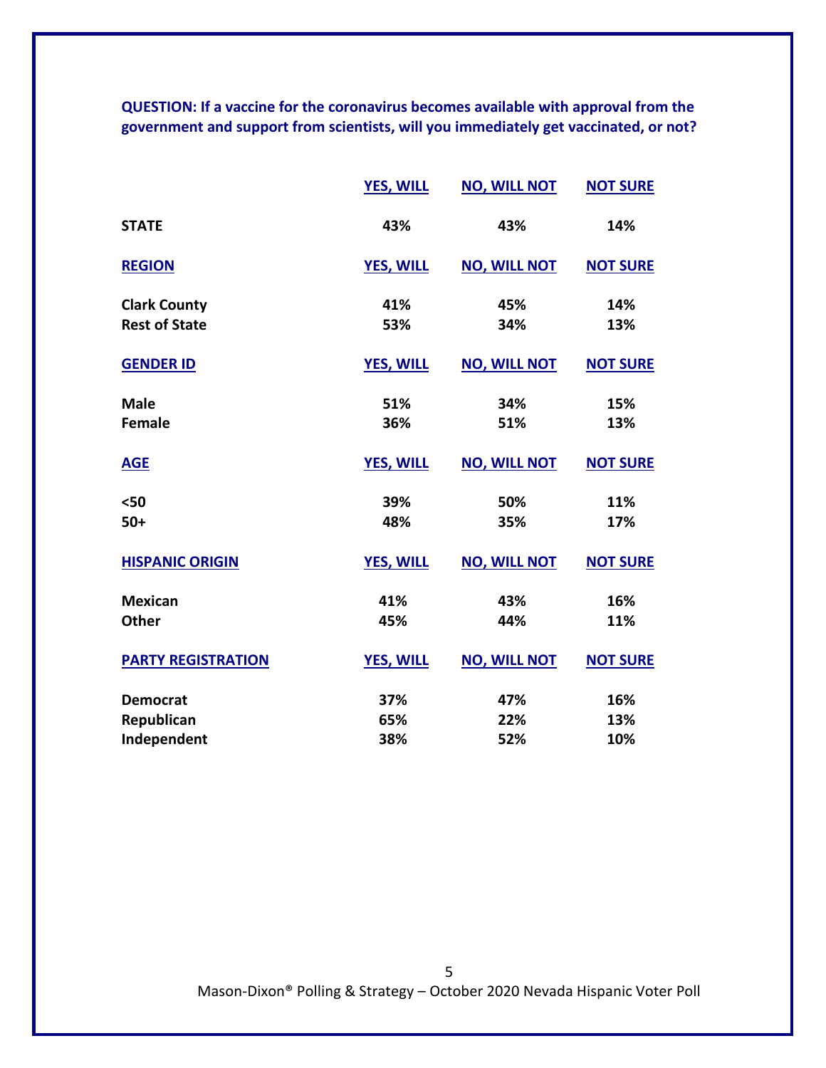**QUESTION: If a vaccine for the coronavirus becomes available with approval from the government and support from scientists, will you immediately get vaccinated, or not?**

| | YES, WILL | NO, WILL NOT | NOT SURE |
|---|---|---|---|
| **STATE** | 43% | 43% | 14% |
| **REGION** | | | |
| Clark County | 41% | 45% | 14% |
| Rest of State | 53% | 34% | 13% |
| **GENDER ID** | | | |
| Male | 51% | 34% | 15% |
| Female | 36% | 51% | 13% |
| **AGE** | | | |
| <50 | 39% | 50% | 11% |
| 50+ | 48% | 35% | 17% |
| **HISPANIC ORIGIN** | | | |
| Mexican | 41% | 43% | 16% |
| Other | 45% | 44% | 11% |
| **PARTY REGISTRATION** | | | |
| Democrat | 37% | 47% | 16% |
| Republican | 65% | 22% | 13% |
| Independent | 38% | 52% | 10% |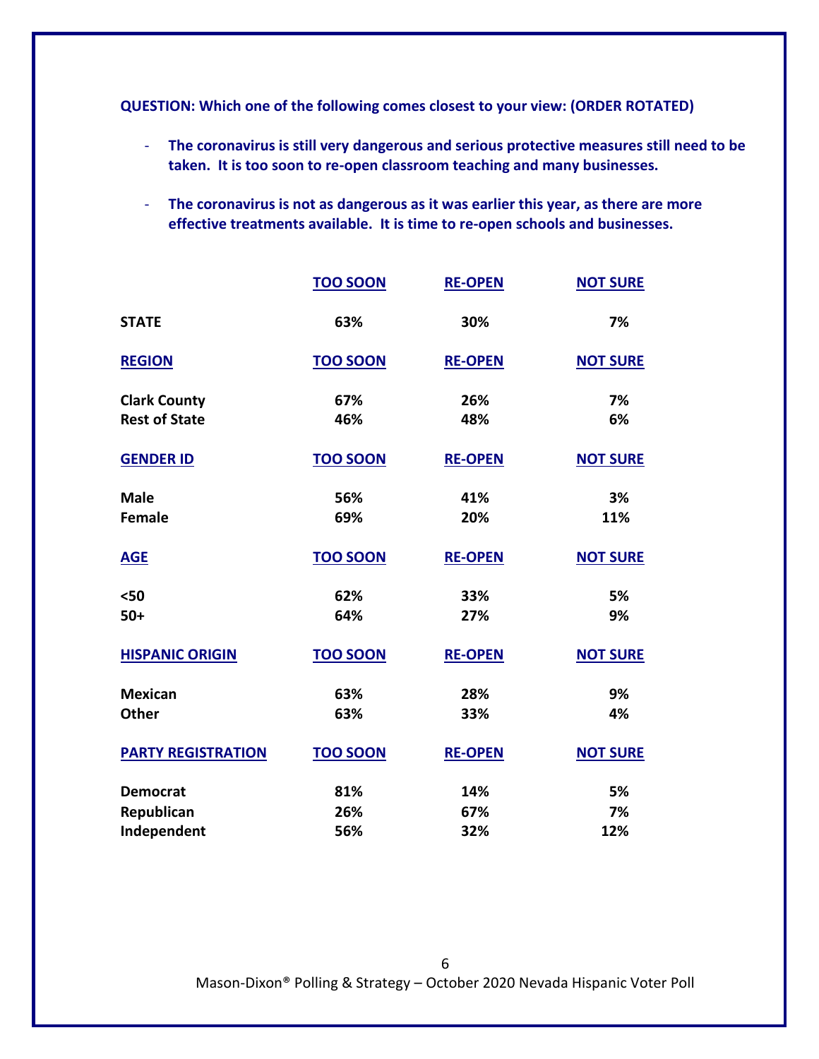**QUESTION: Which one of the following comes closest to your view: (ORDER ROTATED)**

- **The coronavirus is still very dangerous and serious protective measures still need to be taken. It is too soon to re-open classroom teaching and many businesses.**
- **The coronavirus is not as dangerous as it was earlier this year, as there are more effective treatments available. It is time to re-open schools and businesses.**

| | TOO SOON | RE-OPEN | NOT SURE |
|---|---|---|---|
| **STATE** | 63% | 30% | 7% |
| **REGION** | **TOO SOON** | **RE-OPEN** | **NOT SURE** |
| Clark County | 67% | 26% | 7% |
| Rest of State | 46% | 48% | 6% |
| **GENDER ID** | **TOO SOON** | **RE-OPEN** | **NOT SURE** |
| Male | 56% | 41% | 3% |
| Female | 69% | 20% | 11% |
| **AGE** | **TOO SOON** | **RE-OPEN** | **NOT SURE** |
| <50 | 62% | 33% | 5% |
| 50+ | 64% | 27% | 9% |
| **HISPANIC ORIGIN** | **TOO SOON** | **RE-OPEN** | **NOT SURE** |
| Mexican | 63% | 28% | 9% |
| Other | 63% | 33% | 4% |
| **PARTY REGISTRATION** | **TOO SOON** | **RE-OPEN** | **NOT SURE** |
| Democrat | 81% | 14% | 5% |
| Republican | 26% | 67% | 7% |
| Independent | 56% | 32% | 12% |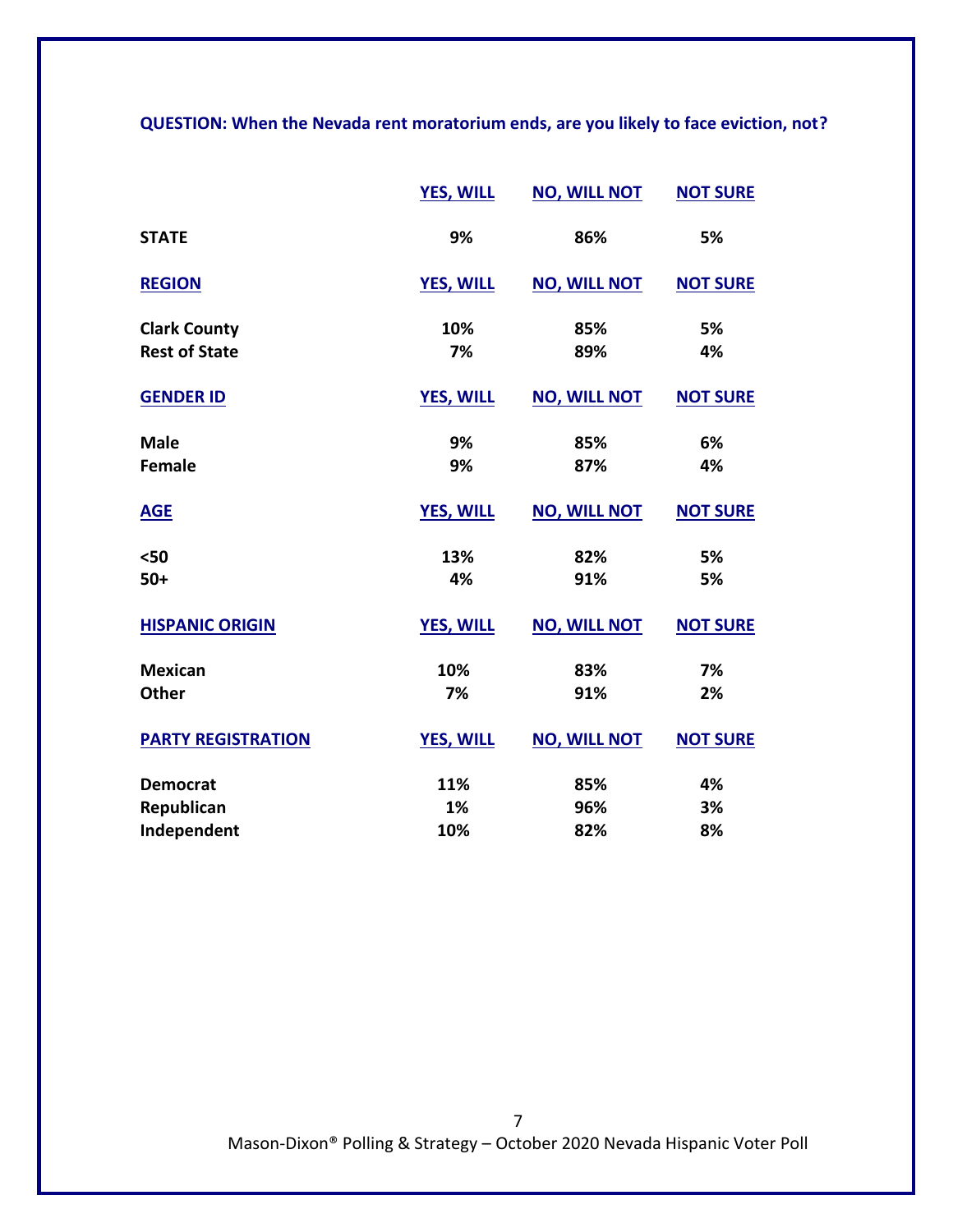**QUESTION: When the Nevada rent moratorium ends, are you likely to face eviction, not?**

| | YES, WILL | NO, WILL NOT | NOT SURE |
|---|---|---|---|
| **STATE** | 9% | 86% | 5% |
| **REGION** | | | |
| Clark County | 10% | 85% | 5% |
| Rest of State | 7% | 89% | 4% |
| **GENDER ID** | | | |
| Male | 9% | 85% | 6% |
| Female | 9% | 87% | 4% |
| **AGE** | | | |
| <50 | 13% | 82% | 5% |
| 50+ | 4% | 91% | 5% |
| **HISPANIC ORIGIN** | | | |
| Mexican | 10% | 83% | 7% |
| Other | 7% | 91% | 2% |
| **PARTY REGISTRATION** | | | |
| Democrat | 11% | 85% | 4% |
| Republican | 1% | 96% | 3% |
| Independent | 10% | 82% | 8% |

Mason-Dixon® Polling & Strategy – October 2020 Nevada Hispanic Voter Poll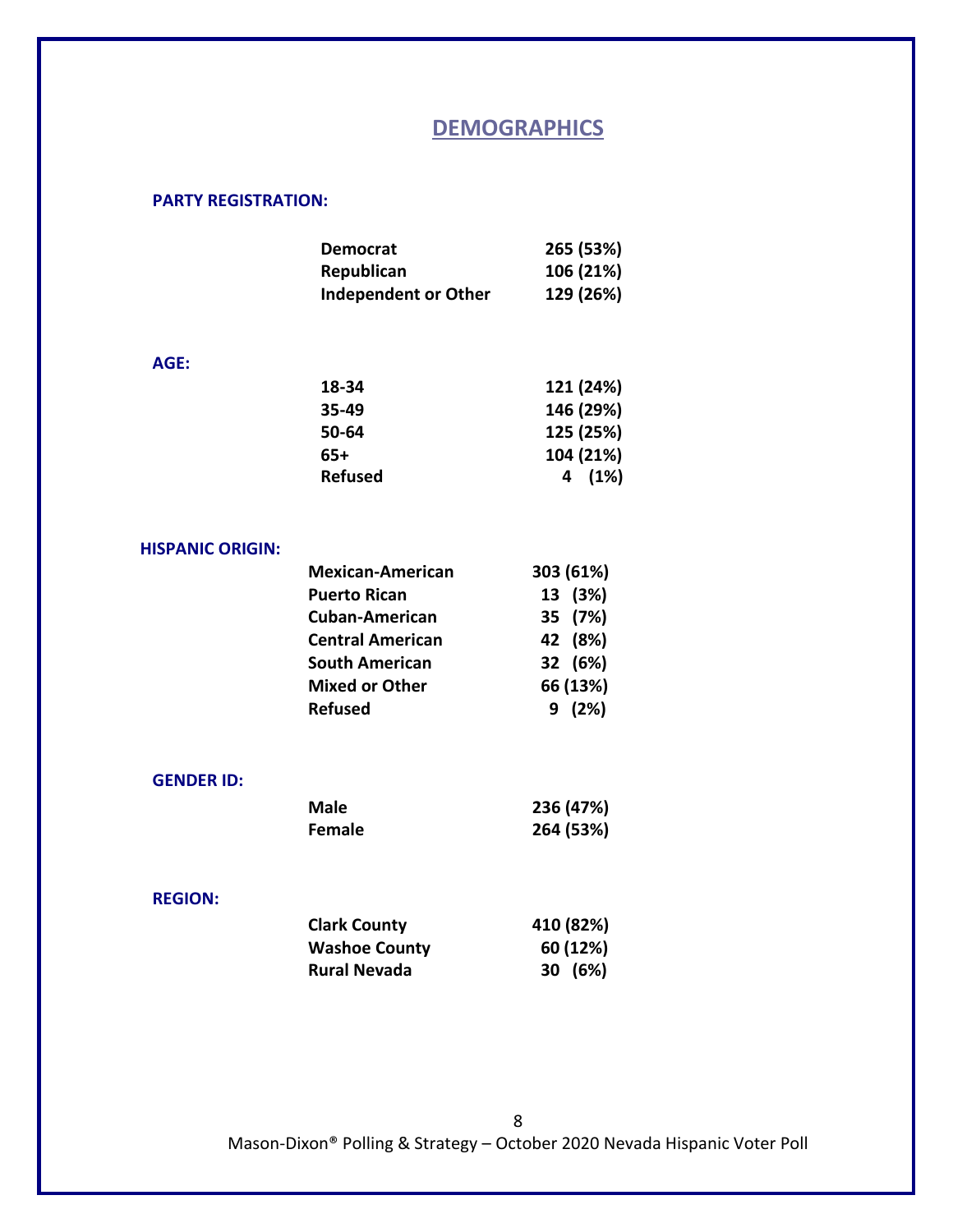# DEMOGRAPHICS

**PARTY REGISTRATION:**

| | |
|---|---|
| Democrat | 265 (53%) |
| Republican | 106 (21%) |
| Independent or Other | 129 (26%) |

**AGE:**

| | |
|---|---|
| 18-34 | 121 (24%) |
| 35-49 | 146 (29%) |
| 50-64 | 125 (25%) |
| 65+ | 104 (21%) |
| Refused | 4 (1%) |

**HISPANIC ORIGIN:**

| | |
|---|---|
| Mexican-American | 303 (61%) |
| Puerto Rican | 13 (3%) |
| Cuban-American | 35 (7%) |
| Central American | 42 (8%) |
| South American | 32 (6%) |
| Mixed or Other | 66 (13%) |
| Refused | 9 (2%) |

**GENDER ID:**

| | |
|---|---|
| Male | 236 (47%) |
| Female | 264 (53%) |

**REGION:**

| | |
|---|---|
| Clark County | 410 (82%) |
| Washoe County | 60 (12%) |
| Rural Nevada | 30 (6%) |